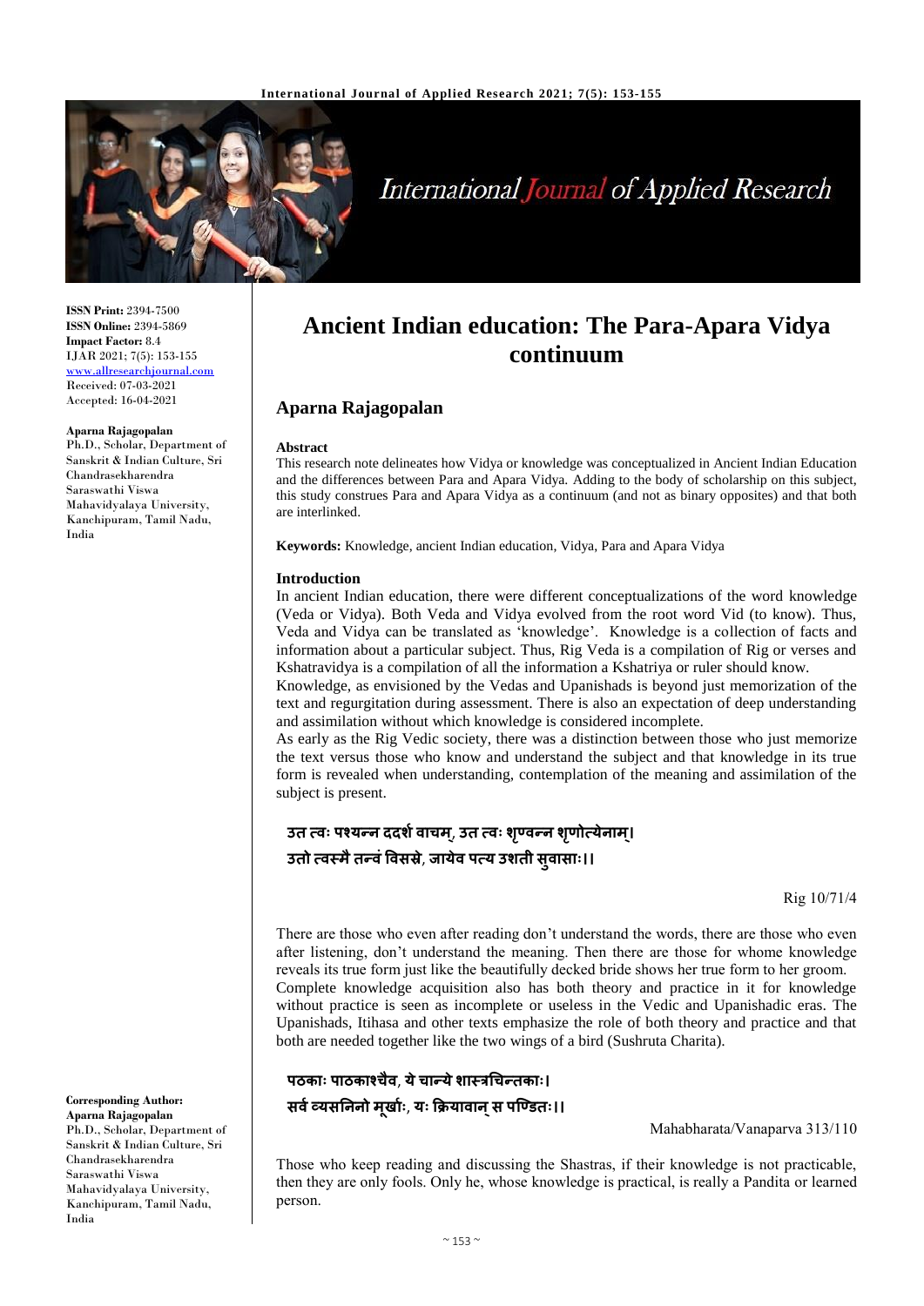# Ancient Indian education: The Para-Apara Vidya continuum

## Aparna Rajagopalan

**ISSN Print:** 2394-7500
**ISSN Online:** 2394-5869
**Impact Factor:** 8.4
IJAR 2021; 7(5): 153-155
www.allresearchjournal.com
Received: 07-03-2021
Accepted: 16-04-2021

**Aparna Rajagopalan**
Ph.D., Scholar, Department of Sanskrit & Indian Culture, Sri Chandrasekharendra Saraswathi Viswa Mahavidyalaya University, Kanchipuram, Tamil Nadu, India

**Corresponding Author:**
**Aparna Rajagopalan**
Ph.D., Scholar, Department of Sanskrit & Indian Culture, Sri Chandrasekharendra Saraswathi Viswa Mahavidyalaya University, Kanchipuram, Tamil Nadu, India

### Abstract

This research note delineates how Vidya or knowledge was conceptualized in Ancient Indian Education and the differences between Para and Apara Vidya. Adding to the body of scholarship on this subject, this study construes Para and Apara Vidya as a continuum (and not as binary opposites) and that both are interlinked.

**Keywords:** Knowledge, ancient Indian education, Vidya, Para and Apara Vidya

### Introduction

In ancient Indian education, there were different conceptualizations of the word knowledge (Veda or Vidya). Both Veda and Vidya evolved from the root word Vid (to know). Thus, Veda and Vidya can be translated as 'knowledge'. Knowledge is a collection of facts and information about a particular subject. Thus, Rig Veda is a compilation of Rig or verses and Kshatravidya is a compilation of all the information a Kshatriya or ruler should know.

Knowledge, as envisioned by the Vedas and Upanishads is beyond just memorization of the text and regurgitation during assessment. There is also an expectation of deep understanding and assimilation without which knowledge is considered incomplete.

As early as the Rig Vedic society, there was a distinction between those who just memorize the text versus those who know and understand the subject and that knowledge in its true form is revealed when understanding, contemplation of the meaning and assimilation of the subject is present.

**उत त्वः पश्यन्न ददर्श वाचम्, उत त्वः शृण्वन्न शृणोत्येनाम्।**
**उतो त्वस्मै तन्वं विसस्रे, जायेव पत्य उशती सुवासाः।।**

Rig 10/71/4

There are those who even after reading don't understand the words, there are those who even after listening, don't understand the meaning. Then there are those for whome knowledge reveals its true form just like the beautifully decked bride shows her true form to her groom.

Complete knowledge acquisition also has both theory and practice in it for knowledge without practice is seen as incomplete or useless in the Vedic and Upanishadic eras. The Upanishads, Itihasa and other texts emphasize the role of both theory and practice and that both are needed together like the two wings of a bird (Sushruta Charita).

**पठकाः पाठकाश्चैव, ये चान्ये शास्त्रचिन्तकाः।**
**सर्व व्यसनिनो मूर्खाः, यः क्रियावान् स पण्डितः।।**

Mahabharata/Vanaparva 313/110

Those who keep reading and discussing the Shastras, if their knowledge is not practicable, then they are only fools. Only he, whose knowledge is practical, is really a Pandita or learned person.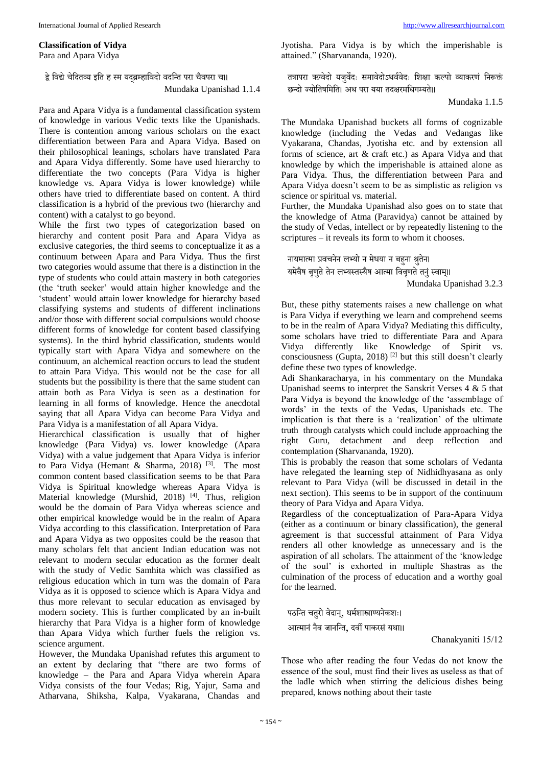**Classification of Vidya**

Para and Apara Vidya

> द्वे विद्ये वेदितव्य इति ह स्म यद्ब्रम्हाविदो वदन्ति परा चैवपरा च॥
>
> Mundaka Upanishad 1.1.4

Para and Apara Vidya is a fundamental classification system of knowledge in various Vedic texts like the Upanishads. There is contention among various scholars on the exact differentiation between Para and Apara Vidya. Based on their philosophical leanings, scholars have translated Para and Apara Vidya differently. Some have used hierarchy to differentiate the two concepts (Para Vidya is higher knowledge vs. Apara Vidya is lower knowledge) while others have tried to differentiate based on content. A third classification is a hybrid of the previous two (hierarchy and content) with a catalyst to go beyond.

While the first two types of categorization based on hierarchy and content posit Para and Apara Vidya as exclusive categories, the third seems to conceptualize it as a continuum between Apara and Para Vidya. Thus the first two categories would assume that there is a distinction in the type of students who could attain mastery in both categories (the 'truth seeker' would attain higher knowledge and the 'student' would attain lower knowledge for hierarchy based classifying systems and students of different inclinations and/or those with different social compulsions would choose different forms of knowledge for content based classifying systems). In the third hybrid classification, students would typically start with Apara Vidya and somewhere on the continuum, an alchemical reaction occurs to lead the student to attain Para Vidya. This would not be the case for all students but the possibility is there that the same student can attain both as Para Vidya is seen as a destination for learning in all forms of knowledge. Hence the anecdotal saying that all Apara Vidya can become Para Vidya and Para Vidya is a manifestation of all Apara Vidya.

Hierarchical classification is usually that of higher knowledge (Para Vidya) vs. lower knowledge (Apara Vidya) with a value judgement that Apara Vidya is inferior to Para Vidya (Hemant & Sharma, 2018) [3]. The most common content based classification seems to be that Para Vidya is Spiritual knowledge whereas Apara Vidya is Material knowledge (Murshid, 2018) [4]. Thus, religion would be the domain of Para Vidya whereas science and other empirical knowledge would be in the realm of Apara Vidya according to this classification. Interpretation of Para and Apara Vidya as two opposites could be the reason that many scholars felt that ancient Indian education was not relevant to modern secular education as the former dealt with the study of Vedic Samhita which was classified as religious education which in turn was the domain of Para Vidya as it is opposed to science which is Apara Vidya and thus more relevant to secular education as envisaged by modern society. This is further complicated by an in-built hierarchy that Para Vidya is a higher form of knowledge than Apara Vidya which further fuels the religion vs. science argument.

However, the Mundaka Upanishad refutes this argument to an extent by declaring that "there are two forms of knowledge – the Para and Apara Vidya wherein Apara Vidya consists of the four Vedas; Rig, Yajur, Sama and Atharvana, Shiksha, Kalpa, Vyakarana, Chandas and Jyotisha. Para Vidya is by which the imperishable is attained." (Sharvananda, 1920).

> तत्रापरा ऋग्वेदो यजुर्वेदः समावेदोऽथर्ववेदः शिक्षा कल्पो व्याकरणं निरूक्तं छन्दो ज्योतिषमिति। अथ परा यया तदक्षरमधिगम्यते॥
>
> Mundaka 1.1.5

The Mundaka Upanishad buckets all forms of cognizable knowledge (including the Vedas and Vedangas like Vyakarana, Chandas, Jyotisha etc. and by extension all forms of science, art & craft etc.) as Apara Vidya and that knowledge by which the imperishable is attained alone as Para Vidya. Thus, the differentiation between Para and Apara Vidya doesn't seem to be as simplistic as religion vs science or spiritual vs. material.

Further, the Mundaka Upanishad also goes on to state that the knowledge of Atma (Paravidya) cannot be attained by the study of Vedas, intellect or by repeatedly listening to the scriptures – it reveals its form to whom it chooses.

> नायमात्मा प्रवचनेन लभ्यो न मेधया न बहुना श्रुतेन।
> यमेवैष बृणुते तेन लभ्यस्तस्यैष आत्मा विवृणते तनुं स्वाम्॥
>
> Mundaka Upanishad 3.2.3

But, these pithy statements raises a new challenge on what is Para Vidya if everything we learn and comprehend seems to be in the realm of Apara Vidya? Mediating this difficulty, some scholars have tried to differentiate Para and Apara Vidya differently like Knowledge of Spirit vs. consciousness (Gupta, 2018) [2] but this still doesn't clearly define these two types of knowledge.

Adi Shankaracharya, in his commentary on the Mundaka Upanishad seems to interpret the Sanskrit Verses 4 & 5 that Para Vidya is beyond the knowledge of the 'assemblage of words' in the texts of the Vedas, Upanishads etc. The implication is that there is a 'realization' of the ultimate truth through catalysts which could include approaching the right Guru, detachment and deep reflection and contemplation (Sharvananda, 1920).

This is probably the reason that some scholars of Vedanta have relegated the learning step of Nidhidhyasana as only relevant to Para Vidya (will be discussed in detail in the next section). This seems to be in support of the continuum theory of Para Vidya and Apara Vidya.

Regardless of the conceptualization of Para-Apara Vidya (either as a continuum or binary classification), the general agreement is that successful attainment of Para Vidya renders all other knowledge as unnecessary and is the aspiration of all scholars. The attainment of the 'knowledge of the soul' is exhorted in multiple Shastras as the culmination of the process of education and a worthy goal for the learned.

> पठन्ति चतुरो वेदान्, धर्मशास्त्राण्यनेकशः।
> आत्मानं नैव जानन्ति, दर्वी पाकरसं यथा॥
>
> Chanakyaniti 15/12

Those who after reading the four Vedas do not know the essence of the soul, must find their lives as useless as that of the ladle which when stirring the delicious dishes being prepared, knows nothing about their taste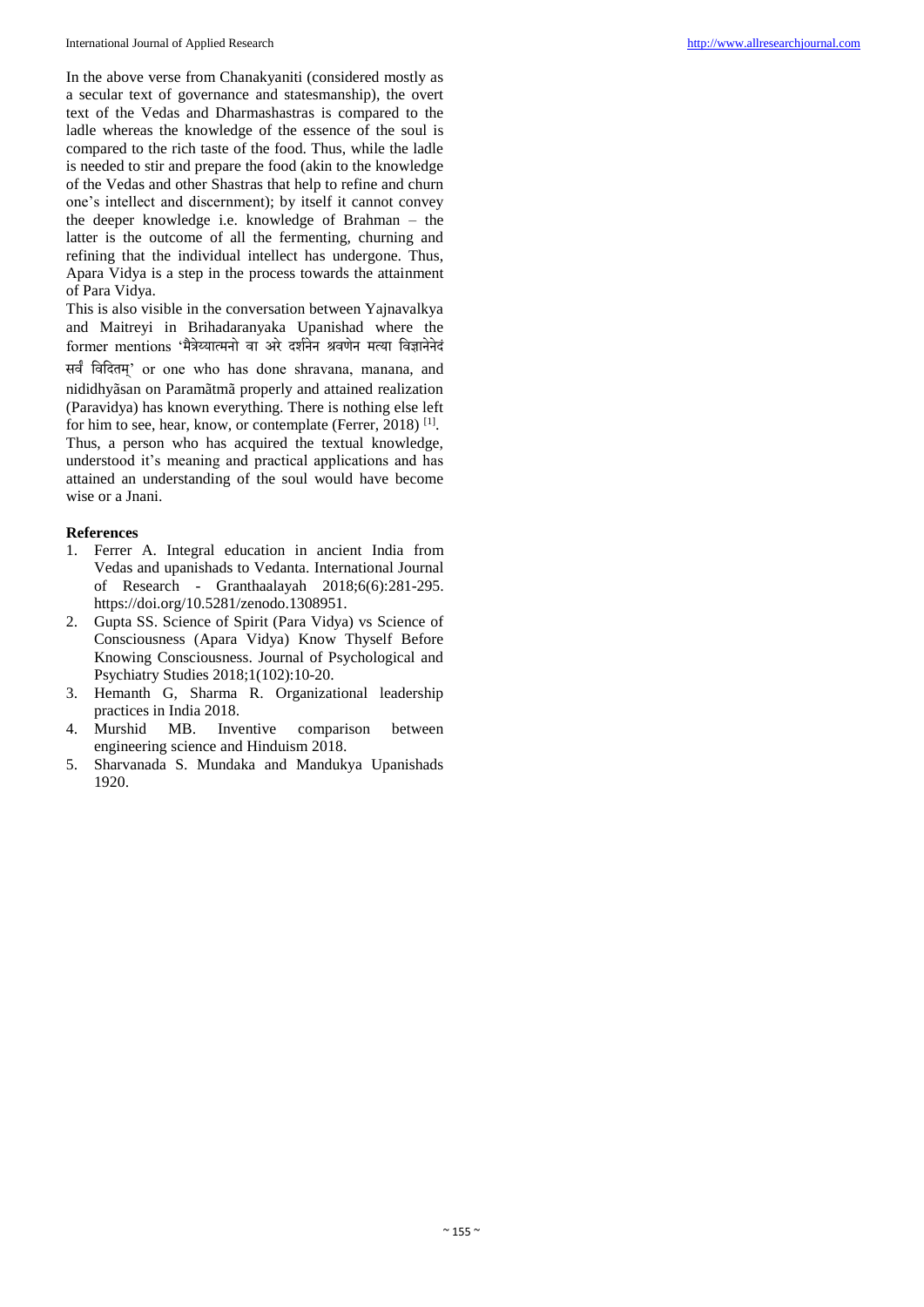In the above verse from Chanakyaniti (considered mostly as a secular text of governance and statesmanship), the overt text of the Vedas and Dharmashastras is compared to the ladle whereas the knowledge of the essence of the soul is compared to the rich taste of the food. Thus, while the ladle is needed to stir and prepare the food (akin to the knowledge of the Vedas and other Shastras that help to refine and churn one's intellect and discernment); by itself it cannot convey the deeper knowledge i.e. knowledge of Brahman – the latter is the outcome of all the fermenting, churning and refining that the individual intellect has undergone. Thus, Apara Vidya is a step in the process towards the attainment of Para Vidya.

This is also visible in the conversation between Yajnavalkya and Maitreyi in Brihadaranyaka Upanishad where the former mentions 'मैत्रेय्यात्मनो वा अरे दर्शनेन श्रवणेन मत्या विज्ञानेनेदं सर्वं विदितम्' or one who has done shravana, manana, and nididhyãsan on Paramãtmã properly and attained realization (Paravidya) has known everything. There is nothing else left for him to see, hear, know, or contemplate (Ferrer, 2018) [1]. Thus, a person who has acquired the textual knowledge, understood it's meaning and practical applications and has attained an understanding of the soul would have become wise or a Jnani.

## References

1. Ferrer A. Integral education in ancient India from Vedas and upanishads to Vedanta. International Journal of Research - Granthaalayah 2018;6(6):281-295. https://doi.org/10.5281/zenodo.1308951.
2. Gupta SS. Science of Spirit (Para Vidya) vs Science of Consciousness (Apara Vidya) Know Thyself Before Knowing Consciousness. Journal of Psychological and Psychiatry Studies 2018;1(102):10-20.
3. Hemanth G, Sharma R. Organizational leadership practices in India 2018.
4. Murshid MB. Inventive comparison between engineering science and Hinduism 2018.
5. Sharvanada S. Mundaka and Mandukya Upanishads 1920.